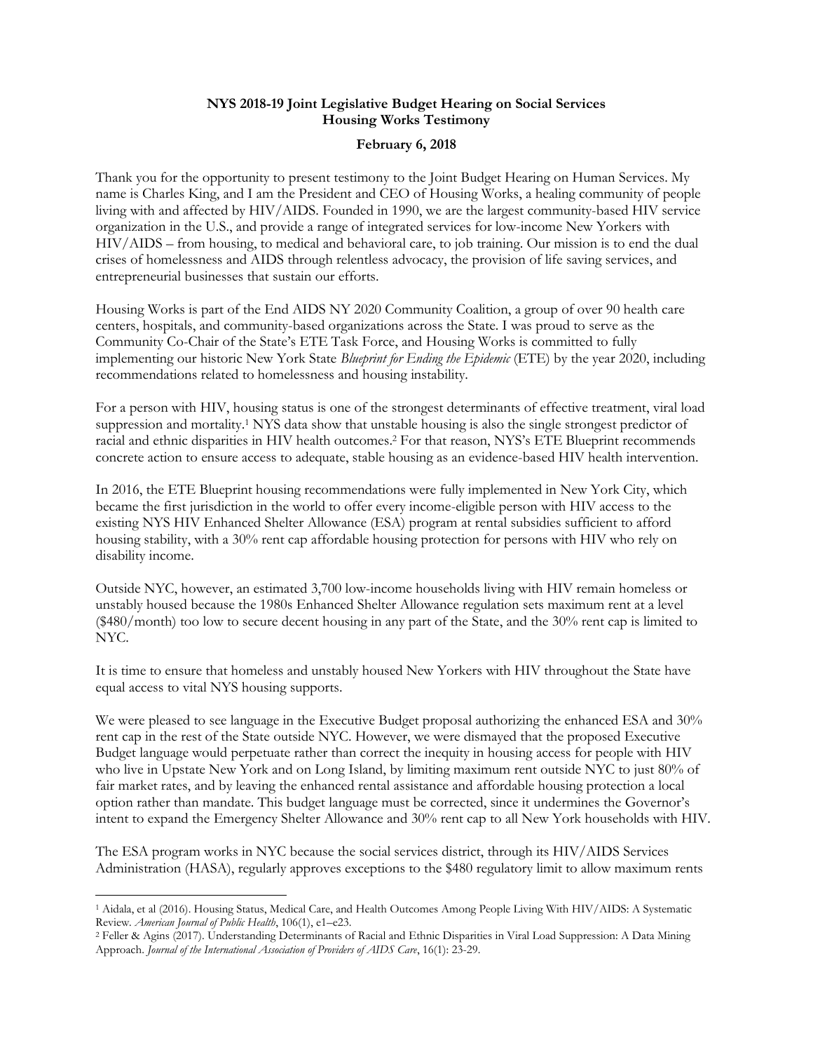**NYS 2018-19 Joint Legislative Budget Hearing on Social Services**
**Housing Works Testimony**

**February 6, 2018**

Thank you for the opportunity to present testimony to the Joint Budget Hearing on Human Services. My name is Charles King, and I am the President and CEO of Housing Works, a healing community of people living with and affected by HIV/AIDS. Founded in 1990, we are the largest community-based HIV service organization in the U.S., and provide a range of integrated services for low-income New Yorkers with HIV/AIDS – from housing, to medical and behavioral care, to job training. Our mission is to end the dual crises of homelessness and AIDS through relentless advocacy, the provision of life saving services, and entrepreneurial businesses that sustain our efforts.

Housing Works is part of the End AIDS NY 2020 Community Coalition, a group of over 90 health care centers, hospitals, and community-based organizations across the State. I was proud to serve as the Community Co-Chair of the State's ETE Task Force, and Housing Works is committed to fully implementing our historic New York State *Blueprint for Ending the Epidemic* (ETE) by the year 2020, including recommendations related to homelessness and housing instability.

For a person with HIV, housing status is one of the strongest determinants of effective treatment, viral load suppression and mortality.[1] NYS data show that unstable housing is also the single strongest predictor of racial and ethnic disparities in HIV health outcomes.[2] For that reason, NYS's ETE Blueprint recommends concrete action to ensure access to adequate, stable housing as an evidence-based HIV health intervention.

In 2016, the ETE Blueprint housing recommendations were fully implemented in New York City, which became the first jurisdiction in the world to offer every income-eligible person with HIV access to the existing NYS HIV Enhanced Shelter Allowance (ESA) program at rental subsidies sufficient to afford housing stability, with a 30% rent cap affordable housing protection for persons with HIV who rely on disability income.

Outside NYC, however, an estimated 3,700 low-income households living with HIV remain homeless or unstably housed because the 1980s Enhanced Shelter Allowance regulation sets maximum rent at a level ($480/month) too low to secure decent housing in any part of the State, and the 30% rent cap is limited to NYC.

It is time to ensure that homeless and unstably housed New Yorkers with HIV throughout the State have equal access to vital NYS housing supports.

We were pleased to see language in the Executive Budget proposal authorizing the enhanced ESA and 30% rent cap in the rest of the State outside NYC. However, we were dismayed that the proposed Executive Budget language would perpetuate rather than correct the inequity in housing access for people with HIV who live in Upstate New York and on Long Island, by limiting maximum rent outside NYC to just 80% of fair market rates, and by leaving the enhanced rental assistance and affordable housing protection a local option rather than mandate. This budget language must be corrected, since it undermines the Governor's intent to expand the Emergency Shelter Allowance and 30% rent cap to all New York households with HIV.

The ESA program works in NYC because the social services district, through its HIV/AIDS Services Administration (HASA), regularly approves exceptions to the $480 regulatory limit to allow maximum rents

---

[1] Aidala, et al (2016). Housing Status, Medical Care, and Health Outcomes Among People Living With HIV/AIDS: A Systematic Review. *American Journal of Public Health*, 106(1), e1–e23.

[2] Feller & Agins (2017). Understanding Determinants of Racial and Ethnic Disparities in Viral Load Suppression: A Data Mining Approach. *Journal of the International Association of Providers of AIDS Care*, 16(1): 23-29.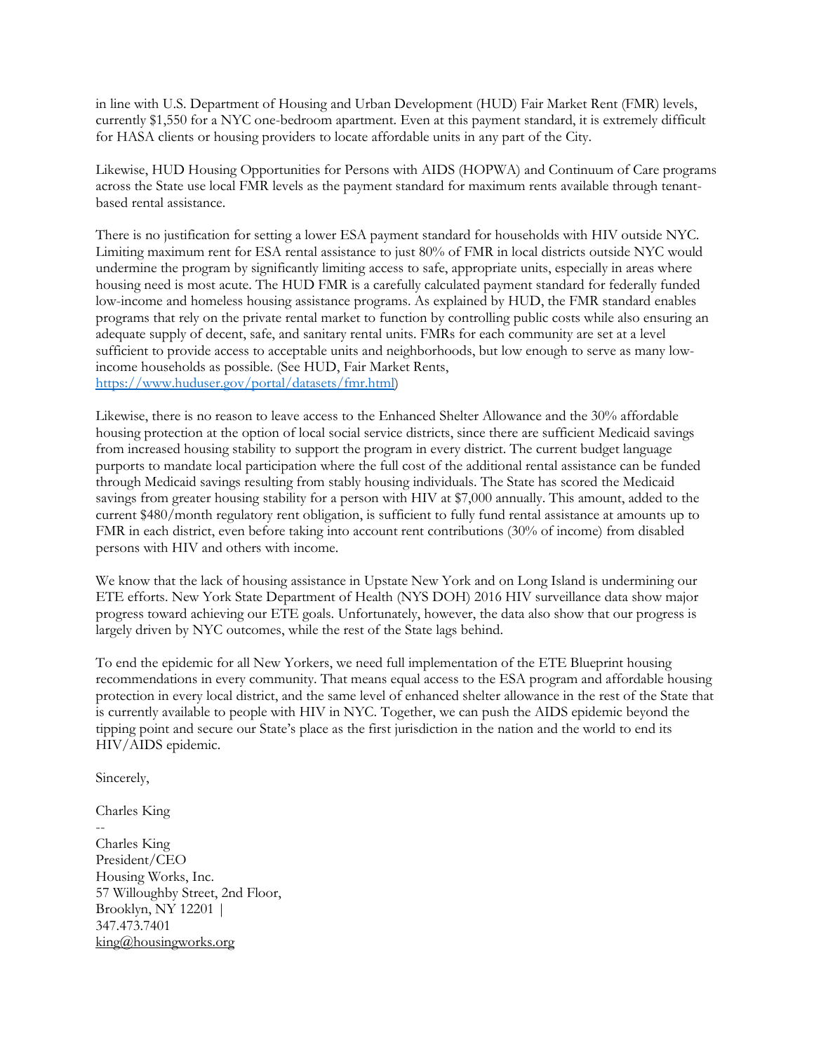in line with U.S. Department of Housing and Urban Development (HUD) Fair Market Rent (FMR) levels, currently $1,550 for a NYC one-bedroom apartment. Even at this payment standard, it is extremely difficult for HASA clients or housing providers to locate affordable units in any part of the City.

Likewise, HUD Housing Opportunities for Persons with AIDS (HOPWA) and Continuum of Care programs across the State use local FMR levels as the payment standard for maximum rents available through tenant-based rental assistance.

There is no justification for setting a lower ESA payment standard for households with HIV outside NYC. Limiting maximum rent for ESA rental assistance to just 80% of FMR in local districts outside NYC would undermine the program by significantly limiting access to safe, appropriate units, especially in areas where housing need is most acute. The HUD FMR is a carefully calculated payment standard for federally funded low-income and homeless housing assistance programs. As explained by HUD, the FMR standard enables programs that rely on the private rental market to function by controlling public costs while also ensuring an adequate supply of decent, safe, and sanitary rental units. FMRs for each community are set at a level sufficient to provide access to acceptable units and neighborhoods, but low enough to serve as many low-income households as possible. (See HUD, Fair Market Rents, [https://www.huduser.gov/portal/datasets/fmr.html](https://www.huduser.gov/portal/datasets/fmr.html))

Likewise, there is no reason to leave access to the Enhanced Shelter Allowance and the 30% affordable housing protection at the option of local social service districts, since there are sufficient Medicaid savings from increased housing stability to support the program in every district. The current budget language purports to mandate local participation where the full cost of the additional rental assistance can be funded through Medicaid savings resulting from stably housing individuals. The State has scored the Medicaid savings from greater housing stability for a person with HIV at $7,000 annually. This amount, added to the current $480/month regulatory rent obligation, is sufficient to fully fund rental assistance at amounts up to FMR in each district, even before taking into account rent contributions (30% of income) from disabled persons with HIV and others with income.

We know that the lack of housing assistance in Upstate New York and on Long Island is undermining our ETE efforts. New York State Department of Health (NYS DOH) 2016 HIV surveillance data show major progress toward achieving our ETE goals. Unfortunately, however, the data also show that our progress is largely driven by NYC outcomes, while the rest of the State lags behind.

To end the epidemic for all New Yorkers, we need full implementation of the ETE Blueprint housing recommendations in every community. That means equal access to the ESA program and affordable housing protection in every local district, and the same level of enhanced shelter allowance in the rest of the State that is currently available to people with HIV in NYC. Together, we can push the AIDS epidemic beyond the tipping point and secure our State's place as the first jurisdiction in the nation and the world to end its HIV/AIDS epidemic.

Sincerely,

Charles King

--

Charles King  
President/CEO  
Housing Works, Inc.  
57 Willoughby Street, 2nd Floor,  
Brooklyn, NY 12201 |  
347.473.7401  
king@housingworks.org